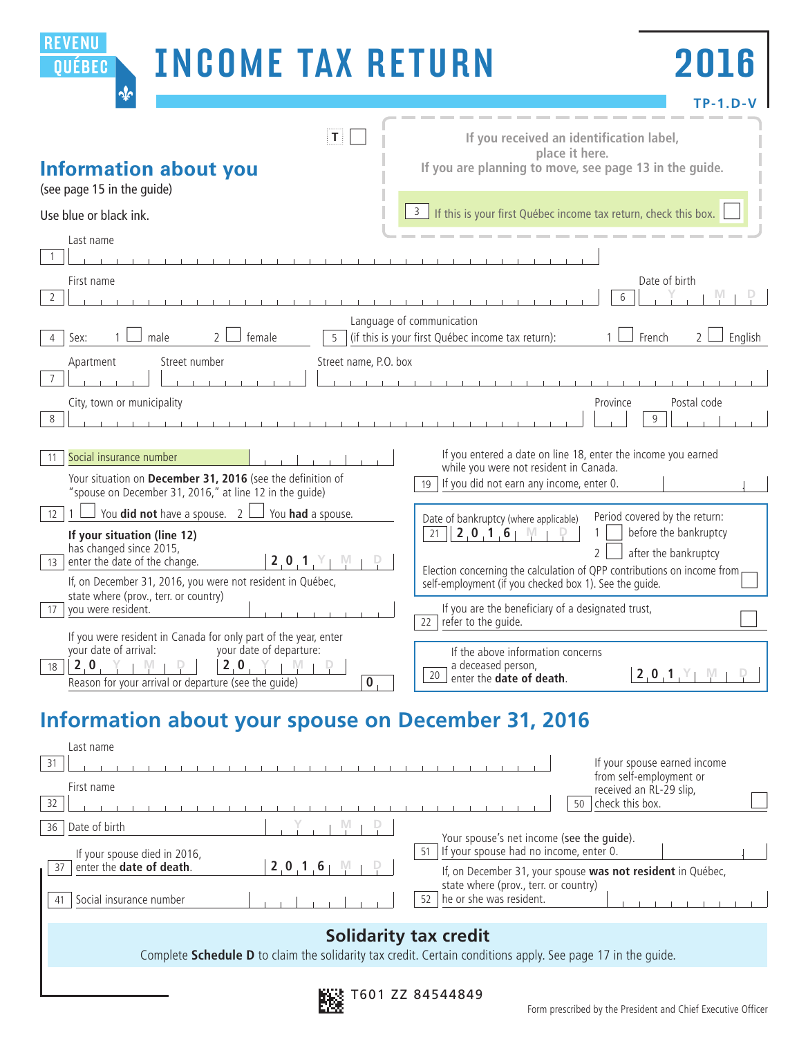REVENU QUÉBEC

# INCOME TAX RETURN 2016

TP-1.D-V

T

If you received an identification label, place it here.
If you are planning to move, see page 13 in the guide.

3 If this is your first Québec income tax return, check this box.

## Information about you

(see page 15 in the guide)

Use blue or black ink.

1 Last name

2 First name

6 Date of birth Y M D

4 Sex: 1 male 2 female

5 Language of communication (if this is your first Québec income tax return): 1 French 2 English

7 Apartment / Street number / Street name, P.O. box

8 City, town or municipality / Province / 9 Postal code

11 Social insurance number

Your situation on **December 31, 2016** (see the definition of "spouse on December 31, 2016," at line 12 in the guide)

12 1 You **did not** have a spouse. 2 You **had** a spouse.

**If your situation (line 12)** has changed since 2015,
13 enter the date of the change. 2 0 1 Y M D

If, on December 31, 2016, you were not resident in Québec, state where (prov., terr. or country)
17 you were resident.

If you were resident in Canada for only part of the year, enter your date of arrival: your date of departure:
18 2 0 Y M D 2 0 Y M D
Reason for your arrival or departure (see the guide) 0

If you entered a date on line 18, enter the income you earned while you were not resident in Canada.
19 If you did not earn any income, enter 0.

Date of bankruptcy (where applicable)
21 2 0 1 6 M D

Period covered by the return:
1 before the bankruptcy
2 after the bankruptcy

Election concerning the calculation of QPP contributions on income from self-employment (if you checked box 1). See the guide.

If you are the beneficiary of a designated trust,
22 refer to the guide.

If the above information concerns a deceased person,
20 enter the **date of death**. 2 0 1 Y M D

## Information about your spouse on December 31, 2016

31 Last name

32 First name

If your spouse earned income from self-employment or received an RL-29 slip,
50 check this box.

36 Date of birth Y M D

If your spouse died in 2016,
37 enter the **date of death**. 2 0 1 6 M D

Your spouse's net income (**see the guide**).
51 If your spouse had no income, enter 0.

41 Social insurance number

If, on December 31, your spouse **was not resident** in Québec, state where (prov., terr. or country)
52 he or she was resident.

## Solidarity tax credit

Complete **Schedule D** to claim the solidarity tax credit. Certain conditions apply. See page 17 in the guide.

T601 ZZ 84544849

Form prescribed by the President and Chief Executive Officer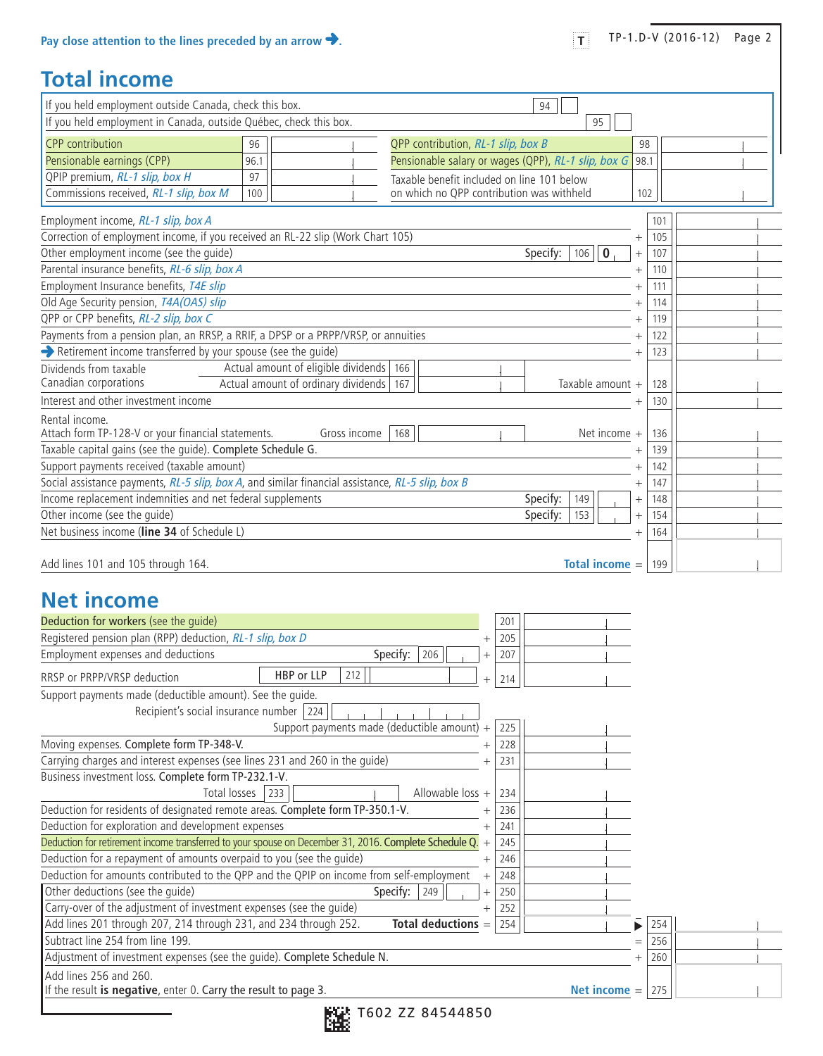Pay close attention to the lines preceded by an arrow ➔.

## Total income

| | | |
|---|---|---|
| If you held employment outside Canada, check this box. | 94 | |
| If you held employment in Canada, outside Québec, check this box. | 95 | |

| | | | | | |
|---|---|---|---|---|---|
| CPP contribution | 96 | | QPP contribution, *RL-1 slip, box B* | 98 | |
| Pensionable earnings (CPP) | 96.1 | | Pensionable salary or wages (QPP), *RL-1 slip, box G* | 98.1 | |
| QPIP premium, *RL-1 slip, box H* | 97 | | Taxable benefit included on line 101 below on which no QPP contribution was withheld | 102 | |
| Commissions received, *RL-1 slip, box M* | 100 | | | | |

| Description | | Line | Amount |
|---|---|---|---|
| Employment income, *RL-1 slip, box A* | | 101 | |
| Correction of employment income, if you received an RL-22 slip (Work Chart 105) | + | 105 | |
| Other employment income (see the guide) Specify: 106 0 | + | 107 | |
| Parental insurance benefits, *RL-6 slip, box A* | + | 110 | |
| Employment Insurance benefits, *T4E slip* | + | 111 | |
| Old Age Security pension, *T4A(OAS) slip* | + | 114 | |
| QPP or CPP benefits, *RL-2 slip, box C* | + | 119 | |
| Payments from a pension plan, an RRSP, a RRIF, a DPSP or a PRPP/VRSP, or annuities | + | 122 | |
| ➔ Retirement income transferred by your spouse (see the guide) | + | 123 | |
| Dividends from taxable Canadian corporations — Actual amount of eligible dividends 166; Actual amount of ordinary dividends 167; Taxable amount | + | 128 | |
| Interest and other investment income | + | 130 | |
| Rental income. Attach form TP-128-V or your financial statements. Gross income 168; Net income | + | 136 | |
| Taxable capital gains (see the guide). **Complete Schedule G.** | + | 139 | |
| Support payments received (taxable amount) | + | 142 | |
| Social assistance payments, *RL-5 slip, box A*, and similar financial assistance, *RL-5 slip, box B* | + | 147 | |
| Income replacement indemnities and net federal supplements Specify: 149 | + | 148 | |
| Other income (see the guide) Specify: 153 | + | 154 | |
| Net business income (**line 34** of Schedule L) | + | 164 | |
| Add lines 101 and 105 through 164. **Total income** | = | 199 | |

## Net income

| Description | | Line | Amount | | Line | Amount |
|---|---|---|---|---|---|---|
| Deduction for workers (see the guide) | | 201 | | | | |
| Registered pension plan (RPP) deduction, *RL-1 slip, box D* | + | 205 | | | | |
| Employment expenses and deductions Specify: 206 | + | 207 | | | | |
| RRSP or PRPP/VRSP deduction — HBP or LLP 212 | + | 214 | | | | |
| Support payments made (deductible amount). See the guide. Recipient's social insurance number 224; Support payments made (deductible amount) | + | 225 | | | | |
| Moving expenses. **Complete form TP-348-V.** | + | 228 | | | | |
| Carrying charges and interest expenses (see lines 231 and 260 in the guide) | + | 231 | | | | |
| Business investment loss. **Complete form TP-232.1-V.** Total losses 233; Allowable loss | + | 234 | | | | |
| Deduction for residents of designated remote areas. **Complete form TP-350.1-V.** | + | 236 | | | | |
| Deduction for exploration and development expenses | + | 241 | | | | |
| Deduction for retirement income transferred to your spouse on December 31, 2016. **Complete Schedule Q.** | + | 245 | | | | |
| Deduction for a repayment of amounts overpaid to you (see the guide) | + | 246 | | | | |
| Deduction for amounts contributed to the QPP and the QPIP on income from self-employment | + | 248 | | | | |
| Other deductions (see the guide) Specify: 249 | + | 250 | | | | |
| Carry-over of the adjustment of investment expenses (see the guide) | + | 252 | | | | |
| Add lines 201 through 207, 214 through 231, and 234 through 252. **Total deductions** | = | 254 | | ▶ | 254 | |
| Subtract line 254 from line 199. | | | | = | 256 | |
| Adjustment of investment expenses (see the guide). Complete Schedule N. | | | | + | 260 | |
| Add lines 256 and 260. If the result **is negative**, enter 0. Carry the result to page 3. **Net income** | | | | = | 275 | |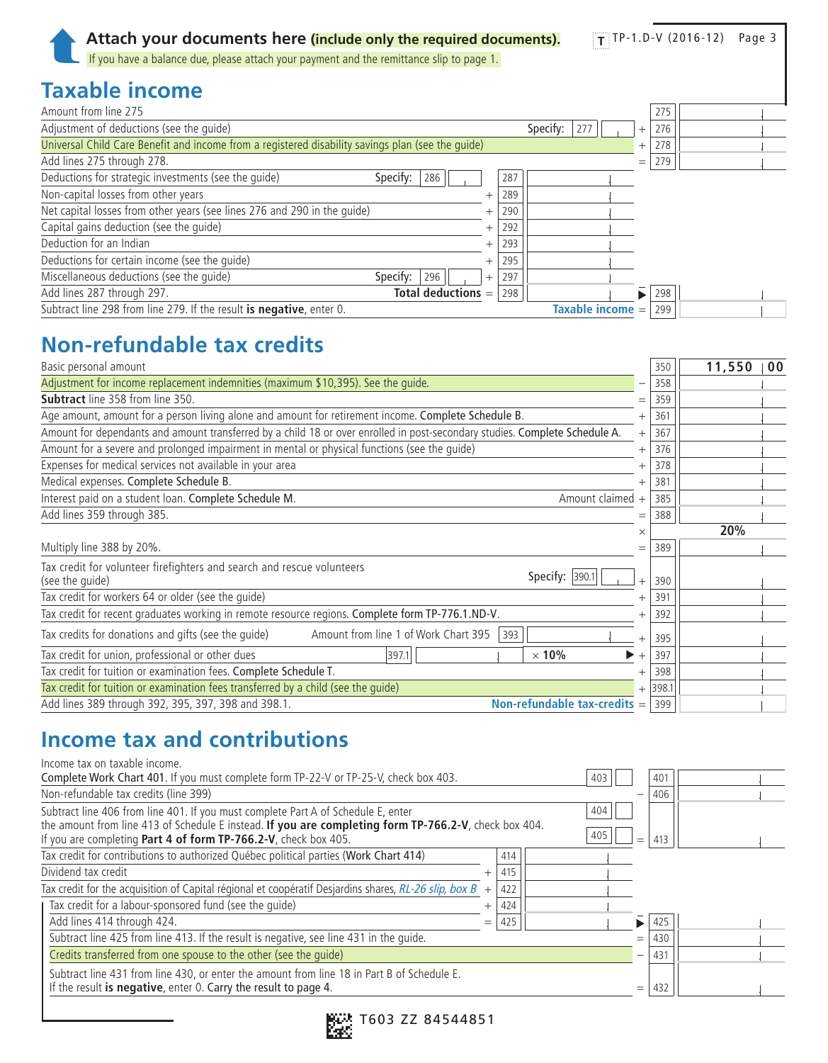**Attach your documents here (include only the required documents).**

If you have a balance due, please attach your payment and the remittance slip to page 1.

TP-1.D-V (2016-12)

# Taxable income

| Description | | | | Line | Amount |
|---|---|---|---|---|---|
| Amount from line 275 | | | | 275 | |
| Adjustment of deductions (see the guide) | Specify: 277 | | + | 276 | |
| Universal Child Care Benefit and income from a registered disability savings plan (see the guide) | | | + | 278 | |
| Add lines 275 through 278. | | | = | 279 | |
| Deductions for strategic investments (see the guide) Specify: 286 | 287 | | | | |
| Non-capital losses from other years | + 289 | | | | |
| Net capital losses from other years (see lines 276 and 290 in the guide) | + 290 | | | | |
| Capital gains deduction (see the guide) | + 292 | | | | |
| Deduction for an Indian | + 293 | | | | |
| Deductions for certain income (see the guide) | + 295 | | | | |
| Miscellaneous deductions (see the guide) Specify: 296 | + 297 | | | | |
| Add lines 287 through 297. **Total deductions** | = 298 | | ▶ | 298 | |
| Subtract line 298 from line 279. If the result **is negative**, enter 0. | | **Taxable income** | = | 299 | |

# Non-refundable tax credits

| Description | | Line | Amount |
|---|---|---|---|
| Basic personal amount | | 350 | 11,550 00 |
| Adjustment for income replacement indemnities (maximum $10,395). See the guide. | − | 358 | |
| **Subtract** line 358 from line 350. | = | 359 | |
| Age amount, amount for a person living alone and amount for retirement income. **Complete Schedule B.** | + | 361 | |
| Amount for dependants and amount transferred by a child 18 or over enrolled in post-secondary studies. **Complete Schedule A.** | + | 367 | |
| Amount for a severe and prolonged impairment in mental or physical functions (see the guide) | + | 376 | |
| Expenses for medical services not available in your area | + | 378 | |
| Medical expenses. **Complete Schedule B.** | + | 381 | |
| Interest paid on a student loan. **Complete Schedule M.** Amount claimed | + | 385 | |
| Add lines 359 through 385. | = | 388 | |
| | × | | 20% |
| Multiply line 388 by 20%. | = | 389 | |
| Tax credit for volunteer firefighters and search and rescue volunteers (see the guide) Specify: 390.1 | + | 390 | |
| Tax credit for workers 64 or older (see the guide) | + | 391 | |
| Tax credit for recent graduates working in remote resource regions. **Complete form TP-776.1.ND-V.** | + | 392 | |
| Tax credits for donations and gifts (see the guide) Amount from line 1 of Work Chart 395 — 393 | + | 395 | |
| Tax credit for union, professional or other dues 397.1 × 10% ▶ | + | 397 | |
| Tax credit for tuition or examination fees. **Complete Schedule T.** | + | 398 | |
| Tax credit for tuition or examination fees transferred by a child (see the guide) | + | 398.1 | |
| Add lines 389 through 392, 395, 397, 398 and 398.1. **Non-refundable tax-credits** | = | 399 | |

# Income tax and contributions

| Description | | | Line | Amount |
|---|---|---|---|---|
| Income tax on taxable income. **Complete Work Chart 401**. If you must complete form TP-22-V or TP-25-V, check box 403. | 403 | | 401 | |
| Non-refundable tax credits (line 399) | | − | 406 | |
| Subtract line 406 from line 401. If you must complete Part A of Schedule E, enter the amount from line 413 of Schedule E instead. **If you are completing form TP-766.2-V**, check box 404. If you are completing **Part 4 of form TP-766.2-V**, check box 405. | 404 / 405 | = | 413 | |
| Tax credit for contributions to authorized Québec political parties (Work Chart 414) | 414 | | | |
| Dividend tax credit | + 415 | | | |
| Tax credit for the acquisition of Capital régional et coopératif Desjardins shares, *RL-26 slip, box B* | + 422 | | | |
| Tax credit for a labour-sponsored fund (see the guide) | + 424 | | | |
| Add lines 414 through 424. | = 425 | ▶ | 425 | |
| Subtract line 425 from line 413. If the result is negative, see line 431 in the guide. | | = | 430 | |
| Credits transferred from one spouse to the other (see the guide) | | − | 431 | |
| Subtract line 431 from line 430, or enter the amount from line 18 in Part B of Schedule E. If the result **is negative**, enter 0. **Carry the result to page 4.** | | = | 432 | |

T603 ZZ 84544851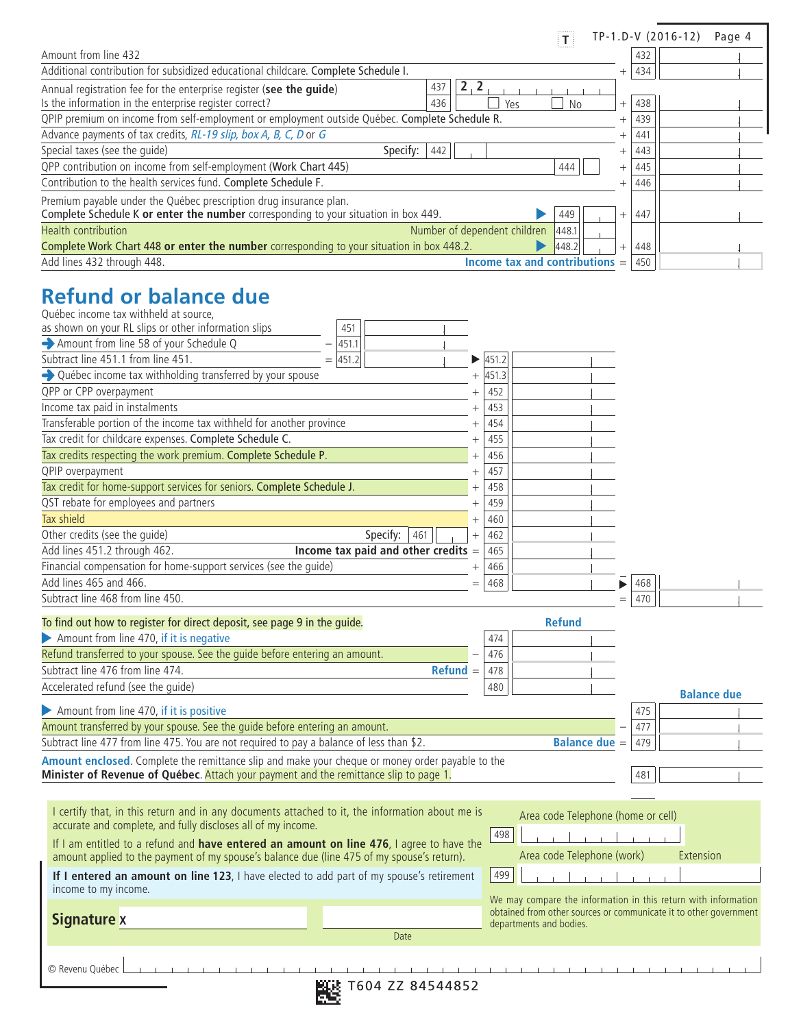T TP-1.D-V (2016-12) Page 4

| | | | |
|---|---|---|---|
| Amount from line 432 | | 432 | |
| Additional contribution for subsidized educational childcare. Complete Schedule I. | + | 434 | |
| Annual registration fee for the enterprise register (**see the guide**) 437 2,2 | | | |
| Is the information in the enterprise register correct? 436 ☐ Yes ☐ No | + | 438 | |
| QPIP premium on income from self-employment or employment outside Québec. Complete Schedule R. | + | 439 | |
| Advance payments of tax credits, *RL-19 slip, box A, B, C, D* or *G* | + | 441 | |
| Special taxes (see the guide) Specify: 442 | + | 443 | |
| QPP contribution on income from self-employment (Work Chart 445) 444 | + | 445 | |
| Contribution to the health services fund. Complete Schedule F. | + | 446 | |
| Premium payable under the Québec prescription drug insurance plan. Complete Schedule K **or enter the number** corresponding to your situation in box 449. 449 | + | 447 | |
| Health contribution — Number of dependent children 448.1 | | | |
| Complete Work Chart 448 **or enter the number** corresponding to your situation in box 448.2. 448.2 | + | 448 | |
| Add lines 432 through 448. **Income tax and contributions** | = | 450 | |

# Refund or balance due

| | | | | | |
|---|---|---|---|---|---|
| Québec income tax withheld at source, as shown on your RL slips or other information slips | | 451 | | | |
| Amount from line 58 of your Schedule Q | − | 451.1 | | | |
| Subtract line 451.1 from line 451. | = | 451.2 | | ▶ 451.2 | |
| Québec income tax withholding transferred by your spouse | | | + | 451.3 | |
| QPP or CPP overpayment | | | + | 452 | |
| Income tax paid in instalments | | | + | 453 | |
| Transferable portion of the income tax withheld for another province | | | + | 454 | |
| Tax credit for childcare expenses. Complete Schedule C. | | | + | 455 | |
| Tax credits respecting the work premium. Complete Schedule P. | | | + | 456 | |
| QPIP overpayment | | | + | 457 | |
| Tax credit for home-support services for seniors. Complete Schedule J. | | | + | 458 | |
| QST rebate for employees and partners | | | + | 459 | |
| Tax shield | | | + | 460 | |
| Other credits (see the guide) Specify: 461 | | | + | 462 | |
| Add lines 451.2 through 462. **Income tax paid and other credits** | | | = | 465 | |
| Financial compensation for home-support services (see the guide) | | | + | 466 | |
| Add lines 465 and 466. | | | = | 468 | |

| | | | |
|---|---|---|---|
| | ▶ | 468 | |
| Subtract line 468 from line 450. | = | 470 | |

To find out how to register for direct deposit, see page 9 in the guide.

**Refund**

| | | | |
|---|---|---|---|
| Amount from line 470, if it is negative | | 474 | |
| Refund transferred to your spouse. See the guide before entering an amount. | − | 476 | |
| Subtract line 476 from line 474. **Refund** | = | 478 | |
| Accelerated refund (see the guide) | | 480 | |

**Balance due**

| | | | |
|---|---|---|---|
| Amount from line 470, if it is positive | | 475 | |
| Amount transferred by your spouse. See the guide before entering an amount. | − | 477 | |
| Subtract line 477 from line 475. You are not required to pay a balance of less than $2. **Balance due** | = | 479 | |

**Amount enclosed**. Complete the remittance slip and make your cheque or money order payable to the **Minister of Revenue of Québec**. Attach your payment and the remittance slip to page 1. 481

I certify that, in this return and in any documents attached to it, the information about me is accurate and complete, and fully discloses all of my income.

If I am entitled to a refund and **have entered an amount on line 476**, I agree to have the amount applied to the payment of my spouse's balance due (line 475 of my spouse's return).

**If I entered an amount on line 123**, I have elected to add part of my spouse's retirement income to my income.

**Signature** x

Date

498 Area code Telephone (home or cell)

499 Area code Telephone (work) Extension

We may compare the information in this return with information obtained from other sources or communicate it to other government departments and bodies.

© Revenu Québec

T604 ZZ 84544852